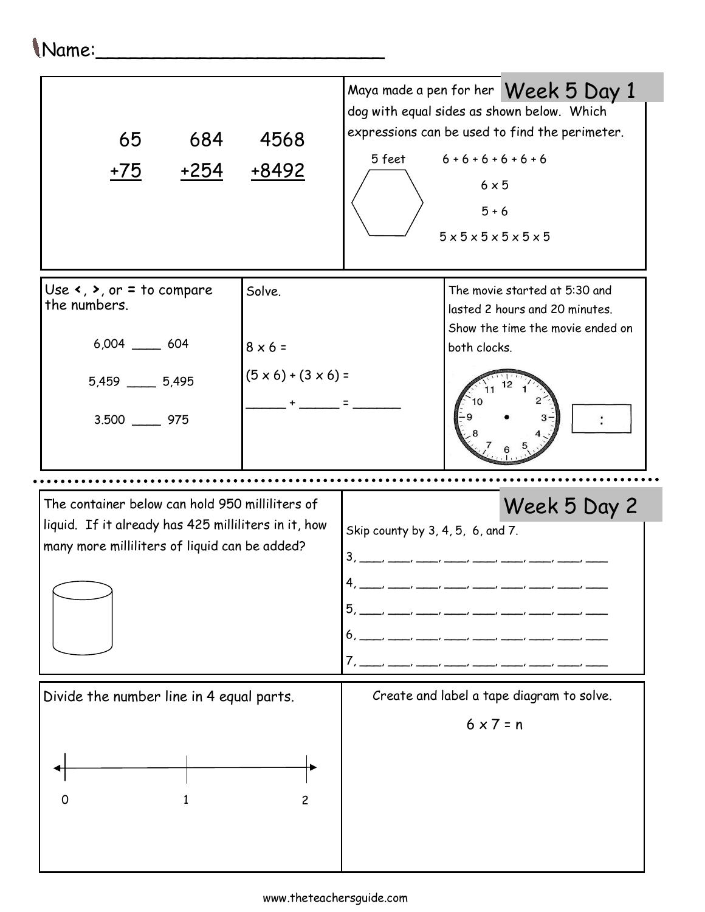Name:___________________________

## Week 5 Day 1

$$\begin{array}{r} 65 \\ +75 \\ \hline \end{array} \qquad \begin{array}{r} 684 \\ +254 \\ \hline \end{array} \qquad \begin{array}{r} 4568 \\ +8492 \\ \hline \end{array}$$

Maya made a pen for her dog with equal sides as shown below. Which expressions can be used to find the perimeter.

5 feet

- $6 + 6 + 6 + 6 + 6 + 6$
- $6 \times 5$
- $5 + 6$
- $5 \times 5 \times 5 \times 5 \times 5 \times 5$

Use **<**, **>**, or **=** to compare the numbers.

6,004 ____ 604

5,459 ____ 5,495

3,500 ____ 975

Solve.

$8 \times 6 =$

$(5 \times 6) + (3 \times 6) =$

______ + ______ = _______

The movie started at 5:30 and lasted 2 hours and 20 minutes. Show the time the movie ended on both clocks.

:

## Week 5 Day 2

The container below can hold 950 milliliters of liquid. If it already has 425 milliliters in it, how many more milliliters of liquid can be added?

Skip county by 3, 4, 5, 6, and 7.

3, ___, ___, ___, ___, ___, ___, ___, ___, ___

4, ___, ___, ___, ___, ___, ___, ___, ___, ___

5, ___, ___, ___, ___, ___, ___, ___, ___, ___

6, ___, ___, ___, ___, ___, ___, ___, ___, ___

7, ___, ___, ___, ___, ___, ___, ___, ___, ___

Divide the number line in 4 equal parts.

0 1 2

Create and label a tape diagram to solve.

$6 \times 7 = n$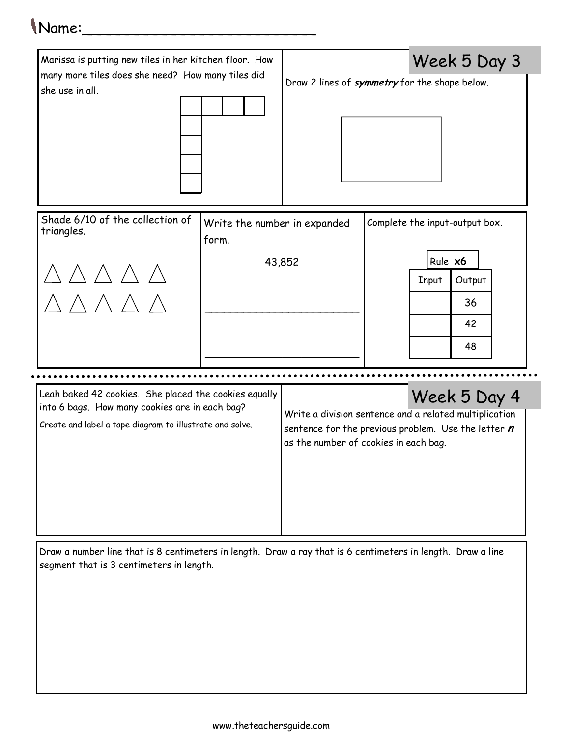Name:___________________________

## Week 5 Day 3

Marissa is putting new tiles in her kitchen floor. How many more tiles does she need? How many tiles did she use in all.

Draw 2 lines of ***symmetry*** for the shape below.

Shade 6/10 of the collection of triangles.

△ △ △ △ △

△ △ △ △ △

Write the number in expanded form.

43,852

________________________

________________________

Complete the input-output box.

Rule **x6**

| Input | Output |
|---|---|
| | 36 |
| | 42 |
| | 48 |

## Week 5 Day 4

Leah baked 42 cookies. She placed the cookies equally into 6 bags. How many cookies are in each bag?

Create and label a tape diagram to illustrate and solve.

Write a division sentence and a related multiplication sentence for the previous problem. Use the letter ***n*** as the number of cookies in each bag.

Draw a number line that is 8 centimeters in length. Draw a ray that is 6 centimeters in length. Draw a line segment that is 3 centimeters in length.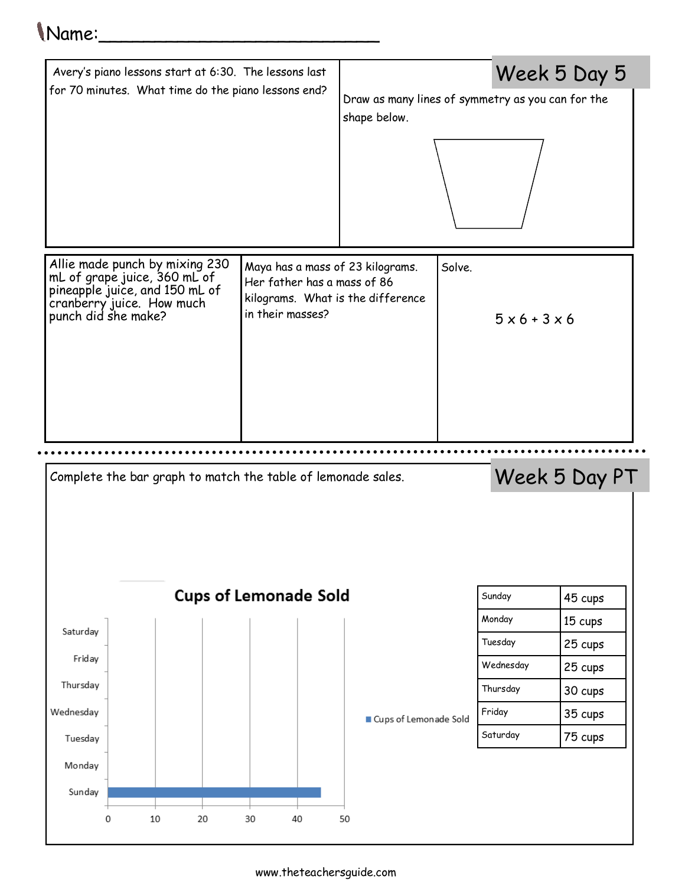Name:___________________________

## Week 5 Day 5

Avery's piano lessons start at 6:30. The lessons last for 70 minutes. What time do the piano lessons end?

Draw as many lines of symmetry as you can for the shape below.

Allie made punch by mixing 230 mL of grape juice, 360 mL of pineapple juice, and 150 mL of cranberry juice. How much punch did she make?

Maya has a mass of 23 kilograms. Her father has a mass of 86 kilograms. What is the difference in their masses?

Solve.

$$5 \times 6 + 3 \times 6$$

## Week 5 Day PT

Complete the bar graph to match the table of lemonade sales.

Cups of Lemonade Sold

Saturday
Friday
Thursday
Wednesday
Tuesday
Monday
Sunday

0 10 20 30 40 50

Cups of Lemonade Sold

| | |
|---|---|
| Sunday | 45 cups |
| Monday | 15 cups |
| Tuesday | 25 cups |
| Wednesday | 25 cups |
| Thursday | 30 cups |
| Friday | 35 cups |
| Saturday | 75 cups |

www.theteachersguide.com